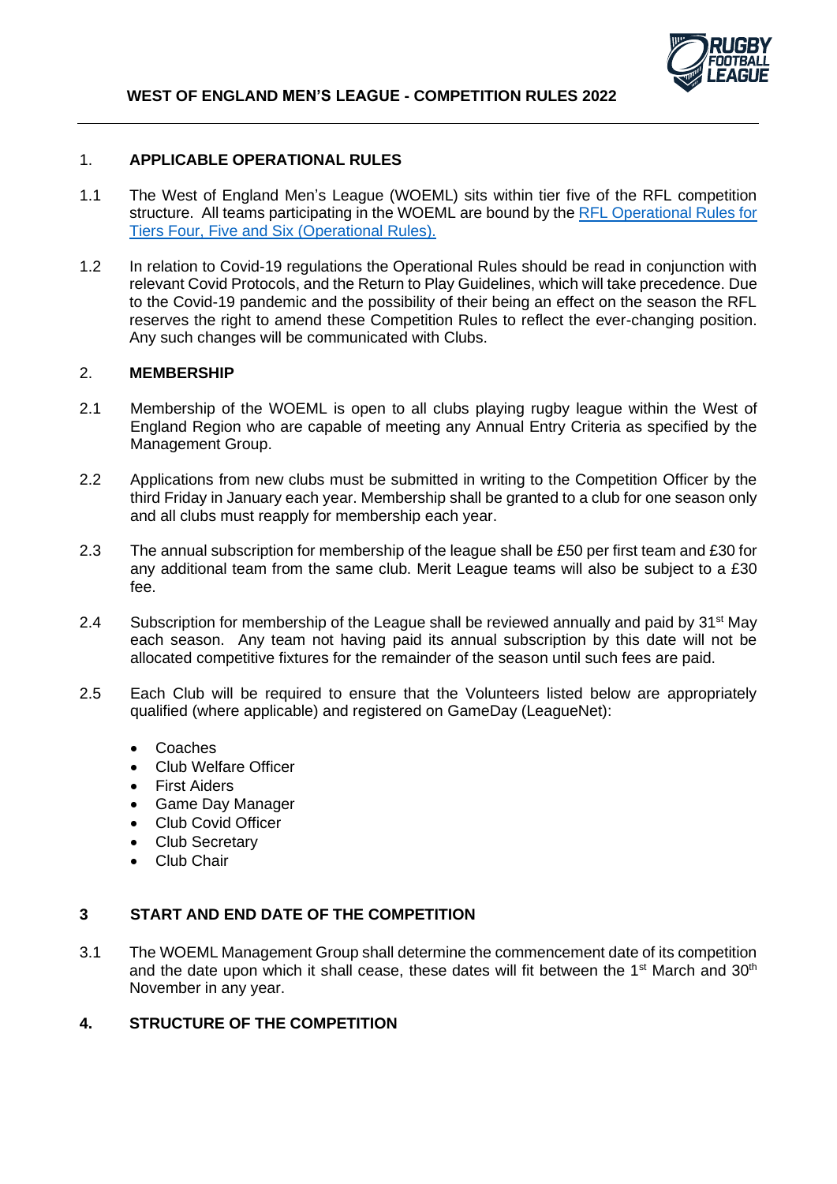# WEST OF ENGLAND MEN'S LEAGUE - COMPETITION RULES 2022

## 1. APPLICABLE OPERATIONAL RULES

1.1 The West of England Men's League (WOEML) sits within tier five of the RFL competition structure. All teams participating in the WOEML are bound by the [RFL Operational Rules for Tiers Four, Five and Six (Operational Rules).]()

1.2 In relation to Covid-19 regulations the Operational Rules should be read in conjunction with relevant Covid Protocols, and the Return to Play Guidelines, which will take precedence. Due to the Covid-19 pandemic and the possibility of their being an effect on the season the RFL reserves the right to amend these Competition Rules to reflect the ever-changing position. Any such changes will be communicated with Clubs.

## 2. MEMBERSHIP

2.1 Membership of the WOEML is open to all clubs playing rugby league within the West of England Region who are capable of meeting any Annual Entry Criteria as specified by the Management Group.

2.2 Applications from new clubs must be submitted in writing to the Competition Officer by the third Friday in January each year. Membership shall be granted to a club for one season only and all clubs must reapply for membership each year.

2.3 The annual subscription for membership of the league shall be £50 per first team and £30 for any additional team from the same club. Merit League teams will also be subject to a £30 fee.

2.4 Subscription for membership of the League shall be reviewed annually and paid by 31st May each season. Any team not having paid its annual subscription by this date will not be allocated competitive fixtures for the remainder of the season until such fees are paid.

2.5 Each Club will be required to ensure that the Volunteers listed below are appropriately qualified (where applicable) and registered on GameDay (LeagueNet):

- Coaches
- Club Welfare Officer
- First Aiders
- Game Day Manager
- Club Covid Officer
- Club Secretary
- Club Chair

## 3 START AND END DATE OF THE COMPETITION

3.1 The WOEML Management Group shall determine the commencement date of its competition and the date upon which it shall cease, these dates will fit between the 1st March and 30th November in any year.

## 4. STRUCTURE OF THE COMPETITION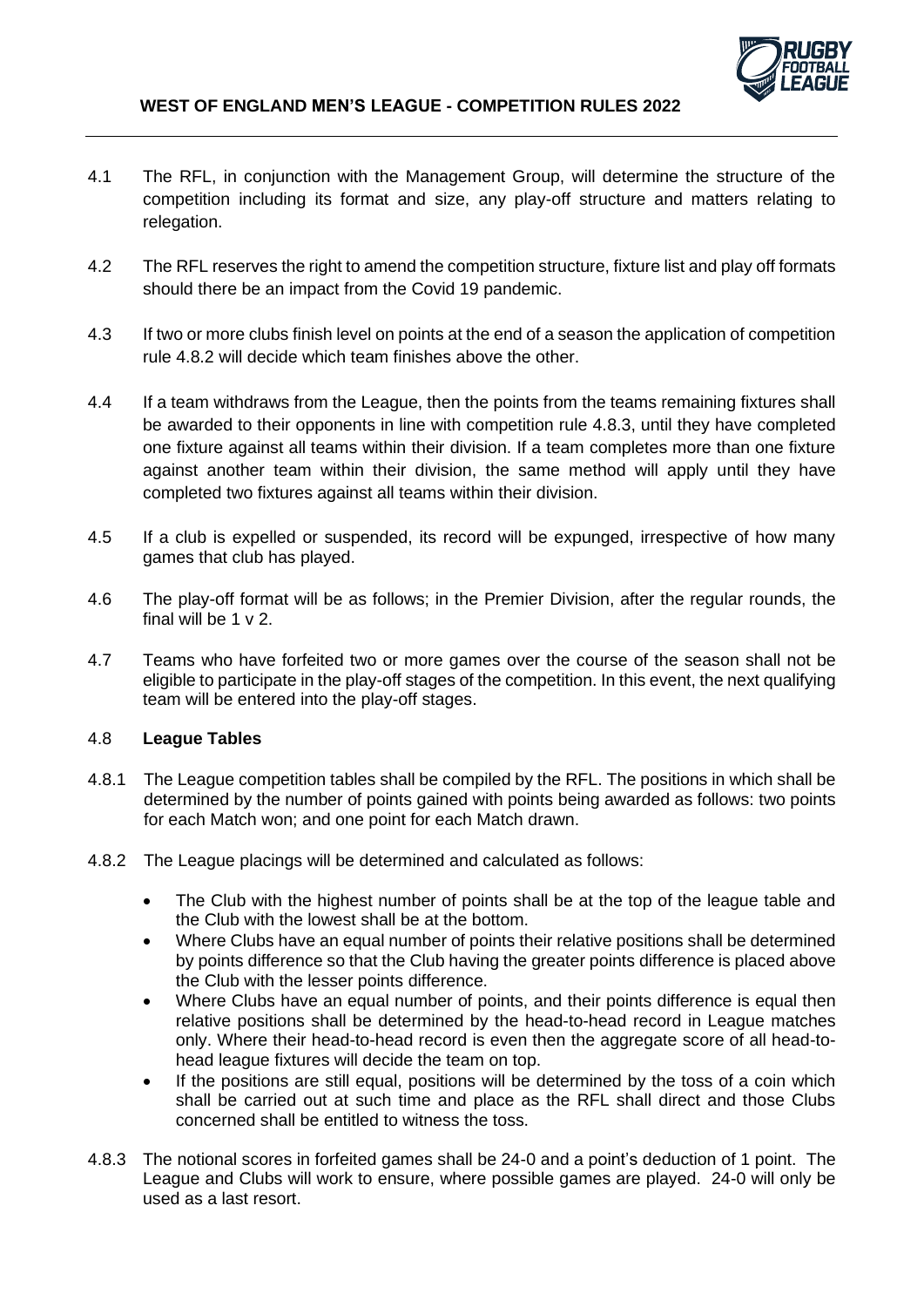4.1 The RFL, in conjunction with the Management Group, will determine the structure of the competition including its format and size, any play-off structure and matters relating to relegation.

4.2 The RFL reserves the right to amend the competition structure, fixture list and play off formats should there be an impact from the Covid 19 pandemic.

4.3 If two or more clubs finish level on points at the end of a season the application of competition rule 4.8.2 will decide which team finishes above the other.

4.4 If a team withdraws from the League, then the points from the teams remaining fixtures shall be awarded to their opponents in line with competition rule 4.8.3, until they have completed one fixture against all teams within their division. If a team completes more than one fixture against another team within their division, the same method will apply until they have completed two fixtures against all teams within their division.

4.5 If a club is expelled or suspended, its record will be expunged, irrespective of how many games that club has played.

4.6 The play-off format will be as follows; in the Premier Division, after the regular rounds, the final will be 1 v 2.

4.7 Teams who have forfeited two or more games over the course of the season shall not be eligible to participate in the play-off stages of the competition. In this event, the next qualifying team will be entered into the play-off stages.

4.8 **League Tables**

4.8.1 The League competition tables shall be compiled by the RFL. The positions in which shall be determined by the number of points gained with points being awarded as follows: two points for each Match won; and one point for each Match drawn.

4.8.2 The League placings will be determined and calculated as follows:

- The Club with the highest number of points shall be at the top of the league table and the Club with the lowest shall be at the bottom.
- Where Clubs have an equal number of points their relative positions shall be determined by points difference so that the Club having the greater points difference is placed above the Club with the lesser points difference.
- Where Clubs have an equal number of points, and their points difference is equal then relative positions shall be determined by the head-to-head record in League matches only. Where their head-to-head record is even then the aggregate score of all head-to-head league fixtures will decide the team on top.
- If the positions are still equal, positions will be determined by the toss of a coin which shall be carried out at such time and place as the RFL shall direct and those Clubs concerned shall be entitled to witness the toss.

4.8.3 The notional scores in forfeited games shall be 24-0 and a point's deduction of 1 point. The League and Clubs will work to ensure, where possible games are played. 24-0 will only be used as a last resort.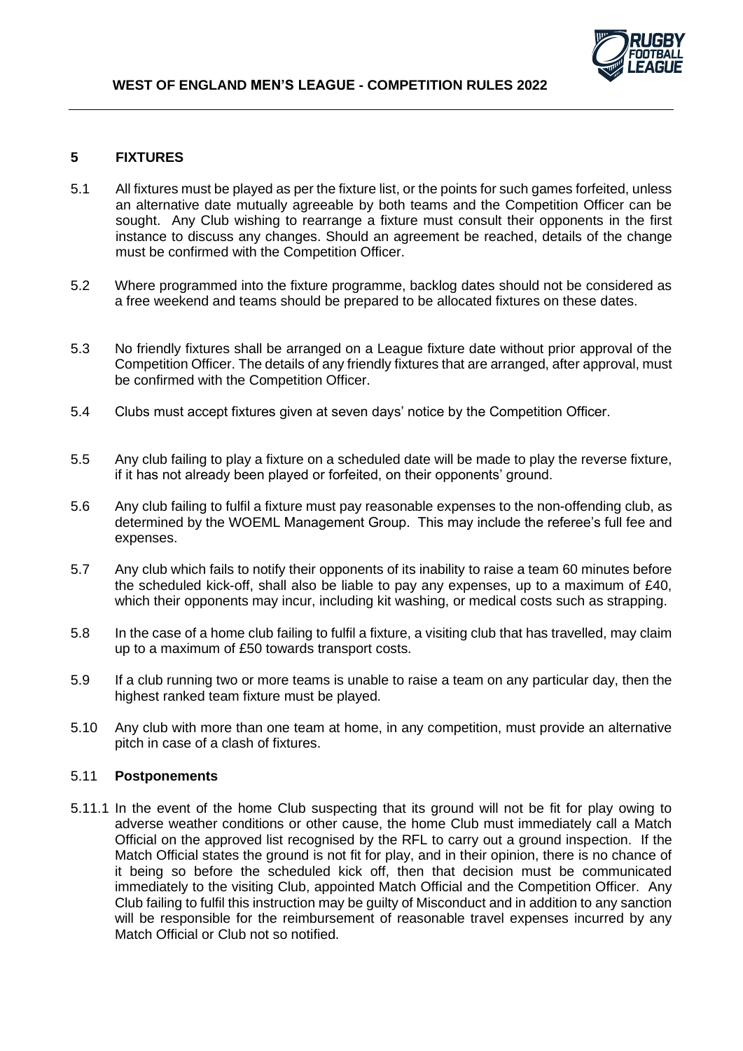## 5 FIXTURES

5.1 All fixtures must be played as per the fixture list, or the points for such games forfeited, unless an alternative date mutually agreeable by both teams and the Competition Officer can be sought. Any Club wishing to rearrange a fixture must consult their opponents in the first instance to discuss any changes. Should an agreement be reached, details of the change must be confirmed with the Competition Officer.

5.2 Where programmed into the fixture programme, backlog dates should not be considered as a free weekend and teams should be prepared to be allocated fixtures on these dates.

5.3 No friendly fixtures shall be arranged on a League fixture date without prior approval of the Competition Officer. The details of any friendly fixtures that are arranged, after approval, must be confirmed with the Competition Officer.

5.4 Clubs must accept fixtures given at seven days' notice by the Competition Officer.

5.5 Any club failing to play a fixture on a scheduled date will be made to play the reverse fixture, if it has not already been played or forfeited, on their opponents' ground.

5.6 Any club failing to fulfil a fixture must pay reasonable expenses to the non-offending club, as determined by the WOEML Management Group. This may include the referee's full fee and expenses.

5.7 Any club which fails to notify their opponents of its inability to raise a team 60 minutes before the scheduled kick-off, shall also be liable to pay any expenses, up to a maximum of £40, which their opponents may incur, including kit washing, or medical costs such as strapping.

5.8 In the case of a home club failing to fulfil a fixture, a visiting club that has travelled, may claim up to a maximum of £50 towards transport costs.

5.9 If a club running two or more teams is unable to raise a team on any particular day, then the highest ranked team fixture must be played.

5.10 Any club with more than one team at home, in any competition, must provide an alternative pitch in case of a clash of fixtures.

### 5.11 **Postponements**

5.11.1 In the event of the home Club suspecting that its ground will not be fit for play owing to adverse weather conditions or other cause, the home Club must immediately call a Match Official on the approved list recognised by the RFL to carry out a ground inspection. If the Match Official states the ground is not fit for play, and in their opinion, there is no chance of it being so before the scheduled kick off, then that decision must be communicated immediately to the visiting Club, appointed Match Official and the Competition Officer. Any Club failing to fulfil this instruction may be guilty of Misconduct and in addition to any sanction will be responsible for the reimbursement of reasonable travel expenses incurred by any Match Official or Club not so notified.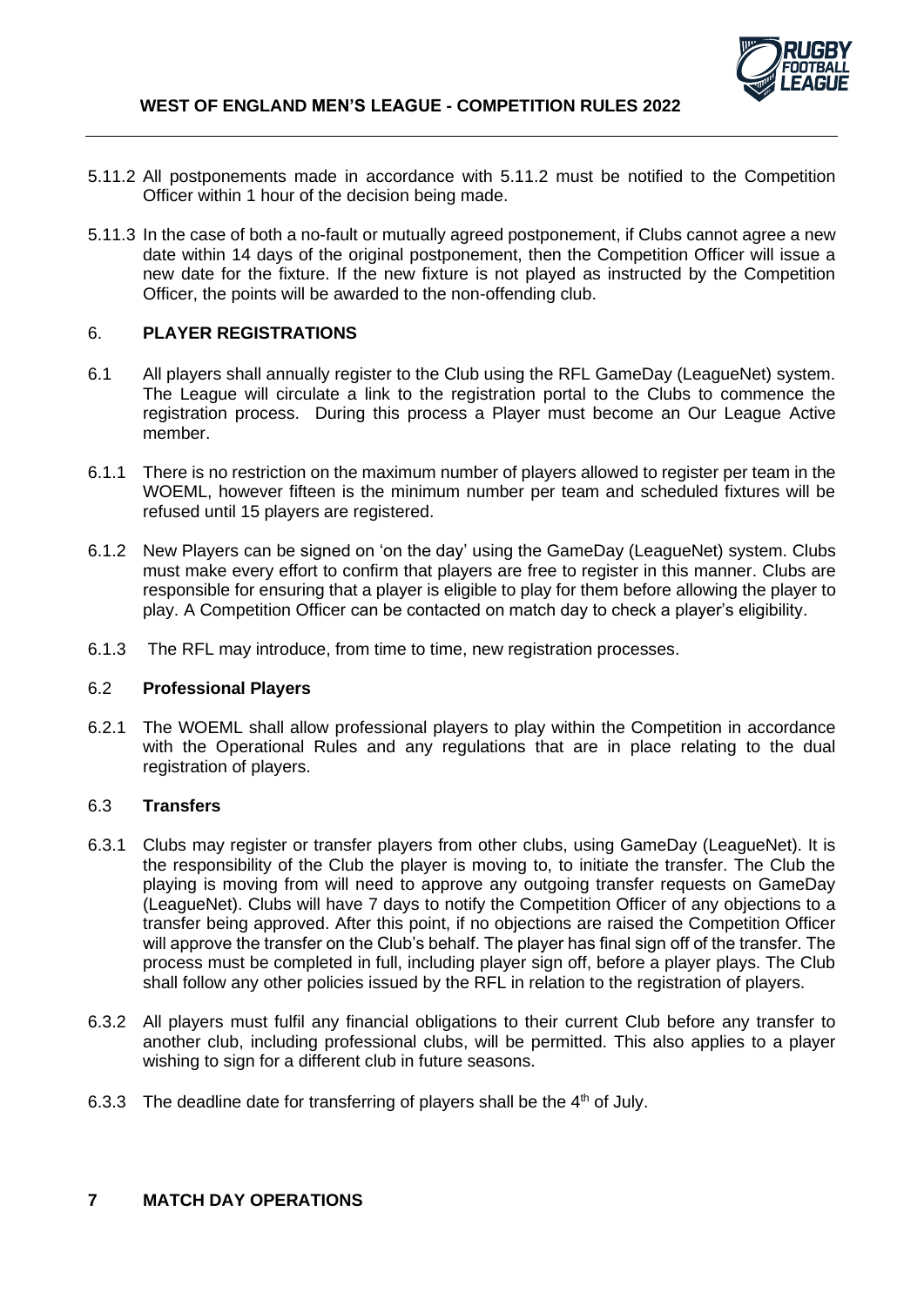5.11.2 All postponements made in accordance with 5.11.2 must be notified to the Competition Officer within 1 hour of the decision being made.

5.11.3 In the case of both a no-fault or mutually agreed postponement, if Clubs cannot agree a new date within 14 days of the original postponement, then the Competition Officer will issue a new date for the fixture. If the new fixture is not played as instructed by the Competition Officer, the points will be awarded to the non-offending club.

## 6. PLAYER REGISTRATIONS

6.1 All players shall annually register to the Club using the RFL GameDay (LeagueNet) system. The League will circulate a link to the registration portal to the Clubs to commence the registration process. During this process a Player must become an Our League Active member.

6.1.1 There is no restriction on the maximum number of players allowed to register per team in the WOEML, however fifteen is the minimum number per team and scheduled fixtures will be refused until 15 players are registered.

6.1.2 New Players can be signed on 'on the day' using the GameDay (LeagueNet) system. Clubs must make every effort to confirm that players are free to register in this manner. Clubs are responsible for ensuring that a player is eligible to play for them before allowing the player to play. A Competition Officer can be contacted on match day to check a player's eligibility.

6.1.3 The RFL may introduce, from time to time, new registration processes.

### 6.2 Professional Players

6.2.1 The WOEML shall allow professional players to play within the Competition in accordance with the Operational Rules and any regulations that are in place relating to the dual registration of players.

### 6.3 Transfers

6.3.1 Clubs may register or transfer players from other clubs, using GameDay (LeagueNet). It is the responsibility of the Club the player is moving to, to initiate the transfer. The Club the playing is moving from will need to approve any outgoing transfer requests on GameDay (LeagueNet). Clubs will have 7 days to notify the Competition Officer of any objections to a transfer being approved. After this point, if no objections are raised the Competition Officer will approve the transfer on the Club's behalf. The player has final sign off of the transfer. The process must be completed in full, including player sign off, before a player plays. The Club shall follow any other policies issued by the RFL in relation to the registration of players.

6.3.2 All players must fulfil any financial obligations to their current Club before any transfer to another club, including professional clubs, will be permitted. This also applies to a player wishing to sign for a different club in future seasons.

6.3.3 The deadline date for transferring of players shall be the 4th of July.

## 7 MATCH DAY OPERATIONS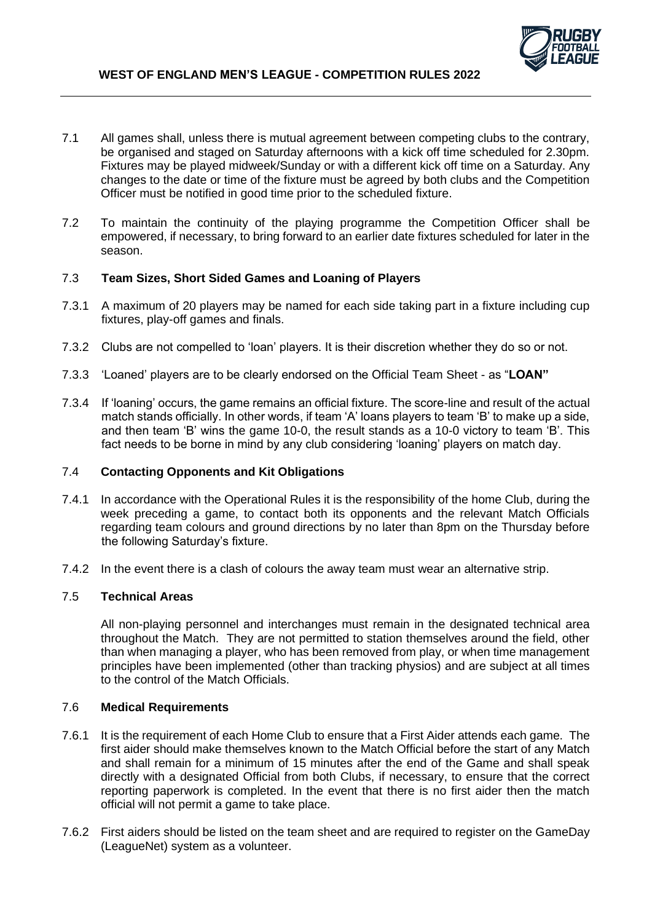7.1 All games shall, unless there is mutual agreement between competing clubs to the contrary, be organised and staged on Saturday afternoons with a kick off time scheduled for 2.30pm. Fixtures may be played midweek/Sunday or with a different kick off time on a Saturday. Any changes to the date or time of the fixture must be agreed by both clubs and the Competition Officer must be notified in good time prior to the scheduled fixture.

7.2 To maintain the continuity of the playing programme the Competition Officer shall be empowered, if necessary, to bring forward to an earlier date fixtures scheduled for later in the season.

### 7.3 Team Sizes, Short Sided Games and Loaning of Players

7.3.1 A maximum of 20 players may be named for each side taking part in a fixture including cup fixtures, play-off games and finals.

7.3.2 Clubs are not compelled to 'loan' players. It is their discretion whether they do so or not.

7.3.3 'Loaned' players are to be clearly endorsed on the Official Team Sheet - as "**LOAN"**

7.3.4 If 'loaning' occurs, the game remains an official fixture. The score-line and result of the actual match stands officially. In other words, if team 'A' loans players to team 'B' to make up a side, and then team 'B' wins the game 10-0, the result stands as a 10-0 victory to team 'B'. This fact needs to be borne in mind by any club considering 'loaning' players on match day.

### 7.4 Contacting Opponents and Kit Obligations

7.4.1 In accordance with the Operational Rules it is the responsibility of the home Club, during the week preceding a game, to contact both its opponents and the relevant Match Officials regarding team colours and ground directions by no later than 8pm on the Thursday before the following Saturday's fixture.

7.4.2 In the event there is a clash of colours the away team must wear an alternative strip.

### 7.5 Technical Areas

All non-playing personnel and interchanges must remain in the designated technical area throughout the Match. They are not permitted to station themselves around the field, other than when managing a player, who has been removed from play, or when time management principles have been implemented (other than tracking physios) and are subject at all times to the control of the Match Officials.

### 7.6 Medical Requirements

7.6.1 It is the requirement of each Home Club to ensure that a First Aider attends each game. The first aider should make themselves known to the Match Official before the start of any Match and shall remain for a minimum of 15 minutes after the end of the Game and shall speak directly with a designated Official from both Clubs, if necessary, to ensure that the correct reporting paperwork is completed. In the event that there is no first aider then the match official will not permit a game to take place.

7.6.2 First aiders should be listed on the team sheet and are required to register on the GameDay (LeagueNet) system as a volunteer.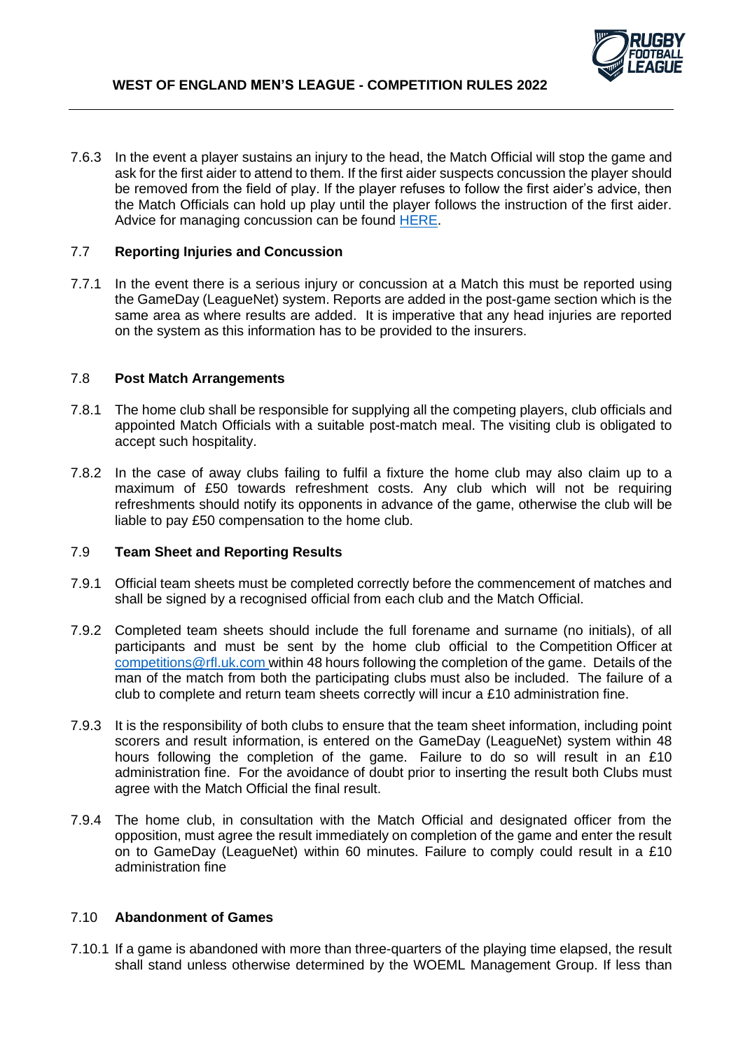7.6.3 In the event a player sustains an injury to the head, the Match Official will stop the game and ask for the first aider to attend to them. If the first aider suspects concussion the player should be removed from the field of play. If the player refuses to follow the first aider's advice, then the Match Officials can hold up play until the player follows the instruction of the first aider. Advice for managing concussion can be found HERE.

### 7.7 Reporting Injuries and Concussion

7.7.1 In the event there is a serious injury or concussion at a Match this must be reported using the GameDay (LeagueNet) system. Reports are added in the post-game section which is the same area as where results are added. It is imperative that any head injuries are reported on the system as this information has to be provided to the insurers.

### 7.8 Post Match Arrangements

7.8.1 The home club shall be responsible for supplying all the competing players, club officials and appointed Match Officials with a suitable post-match meal. The visiting club is obligated to accept such hospitality.

7.8.2 In the case of away clubs failing to fulfil a fixture the home club may also claim up to a maximum of £50 towards refreshment costs. Any club which will not be requiring refreshments should notify its opponents in advance of the game, otherwise the club will be liable to pay £50 compensation to the home club.

### 7.9 Team Sheet and Reporting Results

7.9.1 Official team sheets must be completed correctly before the commencement of matches and shall be signed by a recognised official from each club and the Match Official.

7.9.2 Completed team sheets should include the full forename and surname (no initials), of all participants and must be sent by the home club official to the Competition Officer at competitions@rfl.uk.com within 48 hours following the completion of the game. Details of the man of the match from both the participating clubs must also be included. The failure of a club to complete and return team sheets correctly will incur a £10 administration fine.

7.9.3 It is the responsibility of both clubs to ensure that the team sheet information, including point scorers and result information, is entered on the GameDay (LeagueNet) system within 48 hours following the completion of the game. Failure to do so will result in an £10 administration fine. For the avoidance of doubt prior to inserting the result both Clubs must agree with the Match Official the final result.

7.9.4 The home club, in consultation with the Match Official and designated officer from the opposition, must agree the result immediately on completion of the game and enter the result on to GameDay (LeagueNet) within 60 minutes. Failure to comply could result in a £10 administration fine

### 7.10 Abandonment of Games

7.10.1 If a game is abandoned with more than three-quarters of the playing time elapsed, the result shall stand unless otherwise determined by the WOEML Management Group. If less than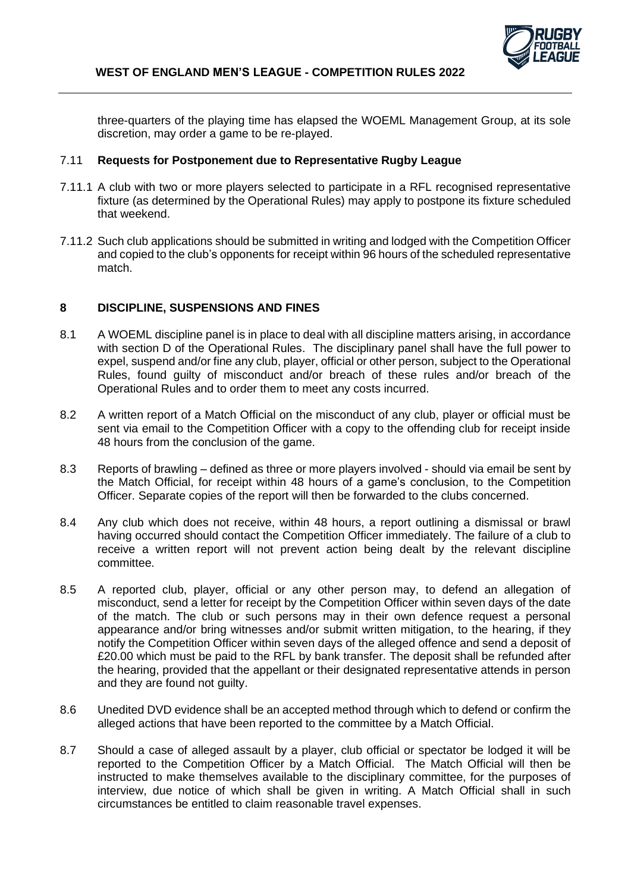three-quarters of the playing time has elapsed the WOEML Management Group, at its sole discretion, may order a game to be re-played.

### 7.11 Requests for Postponement due to Representative Rugby League

7.11.1 A club with two or more players selected to participate in a RFL recognised representative fixture (as determined by the Operational Rules) may apply to postpone its fixture scheduled that weekend.

7.11.2 Such club applications should be submitted in writing and lodged with the Competition Officer and copied to the club's opponents for receipt within 96 hours of the scheduled representative match.

## 8 DISCIPLINE, SUSPENSIONS AND FINES

8.1 A WOEML discipline panel is in place to deal with all discipline matters arising, in accordance with section D of the Operational Rules. The disciplinary panel shall have the full power to expel, suspend and/or fine any club, player, official or other person, subject to the Operational Rules, found guilty of misconduct and/or breach of these rules and/or breach of the Operational Rules and to order them to meet any costs incurred.

8.2 A written report of a Match Official on the misconduct of any club, player or official must be sent via email to the Competition Officer with a copy to the offending club for receipt inside 48 hours from the conclusion of the game.

8.3 Reports of brawling – defined as three or more players involved - should via email be sent by the Match Official, for receipt within 48 hours of a game's conclusion, to the Competition Officer. Separate copies of the report will then be forwarded to the clubs concerned.

8.4 Any club which does not receive, within 48 hours, a report outlining a dismissal or brawl having occurred should contact the Competition Officer immediately. The failure of a club to receive a written report will not prevent action being dealt by the relevant discipline committee.

8.5 A reported club, player, official or any other person may, to defend an allegation of misconduct, send a letter for receipt by the Competition Officer within seven days of the date of the match. The club or such persons may in their own defence request a personal appearance and/or bring witnesses and/or submit written mitigation, to the hearing, if they notify the Competition Officer within seven days of the alleged offence and send a deposit of £20.00 which must be paid to the RFL by bank transfer. The deposit shall be refunded after the hearing, provided that the appellant or their designated representative attends in person and they are found not guilty.

8.6 Unedited DVD evidence shall be an accepted method through which to defend or confirm the alleged actions that have been reported to the committee by a Match Official.

8.7 Should a case of alleged assault by a player, club official or spectator be lodged it will be reported to the Competition Officer by a Match Official. The Match Official will then be instructed to make themselves available to the disciplinary committee, for the purposes of interview, due notice of which shall be given in writing. A Match Official shall in such circumstances be entitled to claim reasonable travel expenses.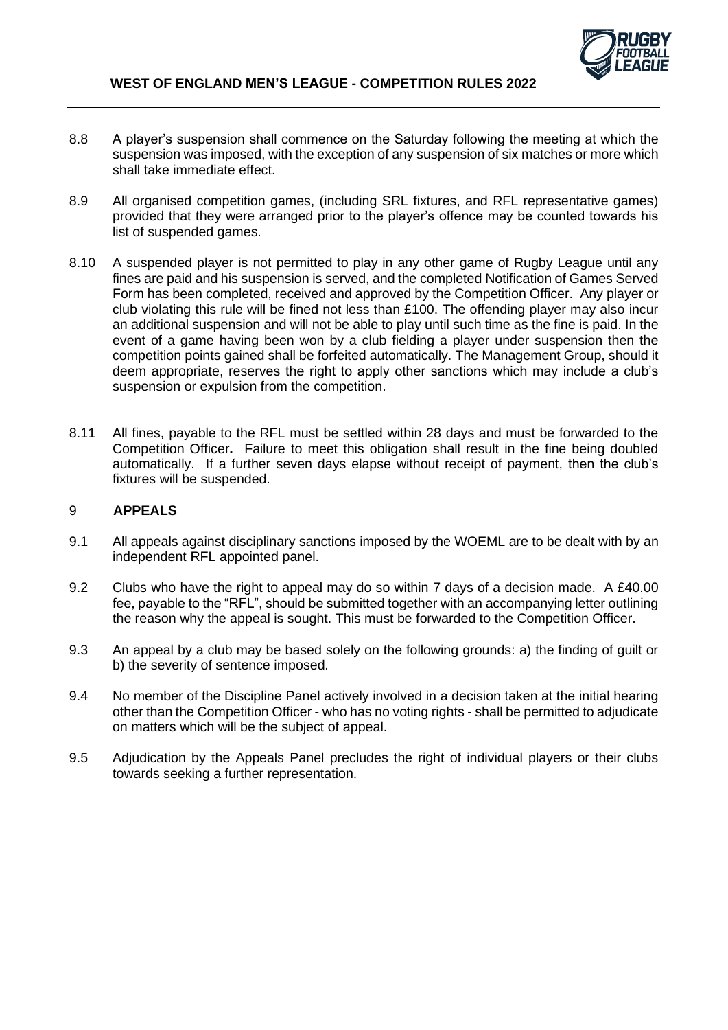8.8 A player's suspension shall commence on the Saturday following the meeting at which the suspension was imposed, with the exception of any suspension of six matches or more which shall take immediate effect.

8.9 All organised competition games, (including SRL fixtures, and RFL representative games) provided that they were arranged prior to the player's offence may be counted towards his list of suspended games.

8.10 A suspended player is not permitted to play in any other game of Rugby League until any fines are paid and his suspension is served, and the completed Notification of Games Served Form has been completed, received and approved by the Competition Officer. Any player or club violating this rule will be fined not less than £100. The offending player may also incur an additional suspension and will not be able to play until such time as the fine is paid. In the event of a game having been won by a club fielding a player under suspension then the competition points gained shall be forfeited automatically. The Management Group, should it deem appropriate, reserves the right to apply other sanctions which may include a club's suspension or expulsion from the competition.

8.11 All fines, payable to the RFL must be settled within 28 days and must be forwarded to the Competition Officer**.** Failure to meet this obligation shall result in the fine being doubled automatically. If a further seven days elapse without receipt of payment, then the club's fixtures will be suspended.

## 9 APPEALS

9.1 All appeals against disciplinary sanctions imposed by the WOEML are to be dealt with by an independent RFL appointed panel.

9.2 Clubs who have the right to appeal may do so within 7 days of a decision made. A £40.00 fee, payable to the "RFL", should be submitted together with an accompanying letter outlining the reason why the appeal is sought. This must be forwarded to the Competition Officer.

9.3 An appeal by a club may be based solely on the following grounds: a) the finding of guilt or b) the severity of sentence imposed.

9.4 No member of the Discipline Panel actively involved in a decision taken at the initial hearing other than the Competition Officer - who has no voting rights - shall be permitted to adjudicate on matters which will be the subject of appeal.

9.5 Adjudication by the Appeals Panel precludes the right of individual players or their clubs towards seeking a further representation.